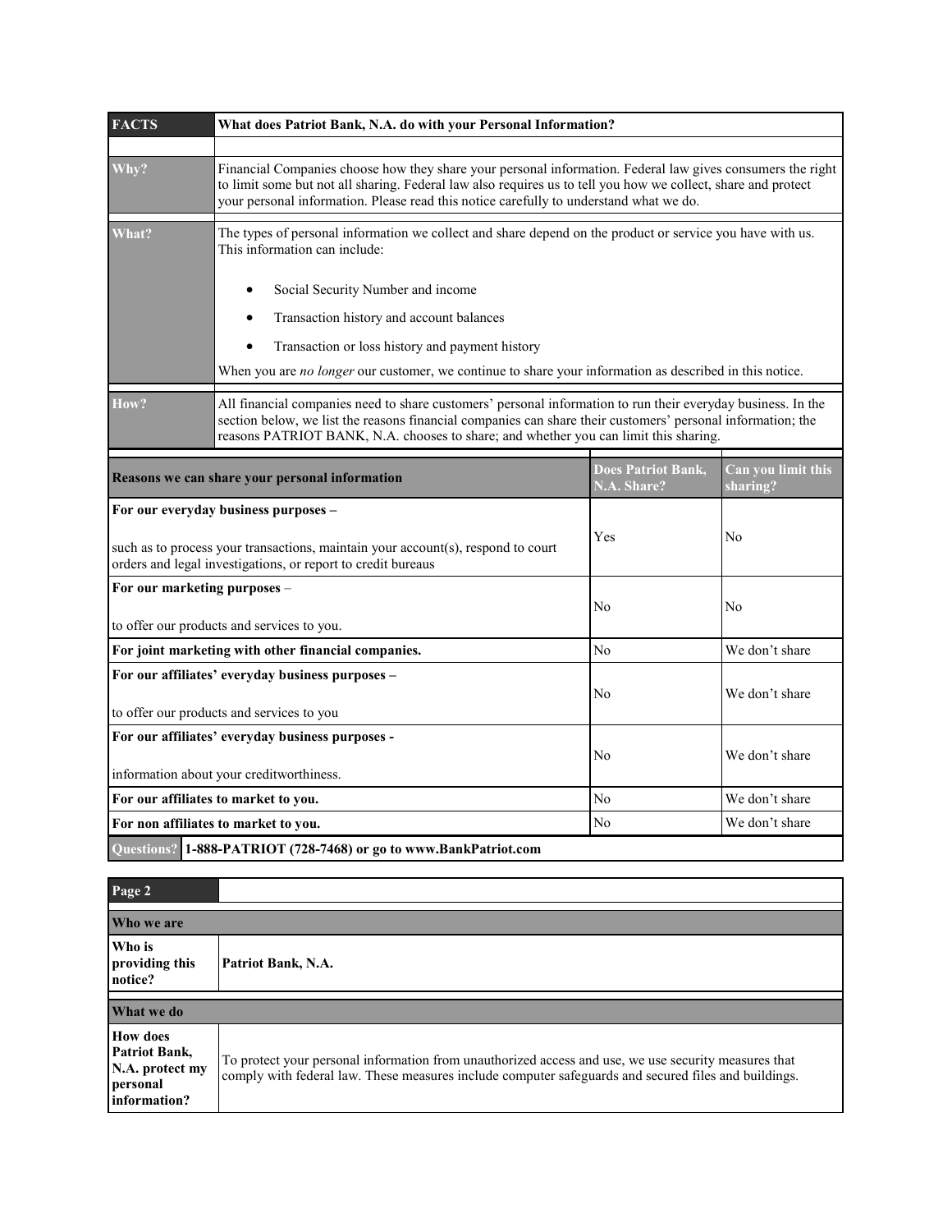| FACTS | What does Patriot Bank, N.A. do with your Personal Information? |
|---|---|
| **Why?** | Financial Companies choose how they share your personal information. Federal law gives consumers the right to limit some but not all sharing. Federal law also requires us to tell you how we collect, share and protect your personal information. Please read this notice carefully to understand what we do. |
| **What?** | The types of personal information we collect and share depend on the product or service you have with us. This information can include:<br><br>• Social Security Number and income<br>• Transaction history and account balances<br>• Transaction or loss history and payment history<br><br>When you are *no longer* our customer, we continue to share your information as described in this notice. |
| **How?** | All financial companies need to share customers' personal information to run their everyday business. In the section below, we list the reasons financial companies can share their customers' personal information; the reasons PATRIOT BANK, N.A. chooses to share; and whether you can limit this sharing. |

| Reasons we can share your personal information | Does Patriot Bank, N.A. Share? | Can you limit this sharing? |
|---|---|---|
| **For our everyday business purposes –**<br><br>such as to process your transactions, maintain your account(s), respond to court orders and legal investigations, or report to credit bureaus | Yes | No |
| **For our marketing purposes** –<br><br>to offer our products and services to you. | No | No |
| **For joint marketing with other financial companies.** | No | We don't share |
| **For our affiliates' everyday business purposes –**<br><br>to offer our products and services to you | No | We don't share |
| **For our affiliates' everyday business purposes -**<br><br>information about your creditworthiness. | No | We don't share |
| **For our affiliates to market to you.** | No | We don't share |
| **For non affiliates to market to you.** | No | We don't share |

**Questions?** **1-888-PATRIOT (728-7468) or go to www.BankPatriot.com**

| Page 2 | |
|---|---|
| **Who we are** | |
| **Who is providing this notice?** | **Patriot Bank, N.A.** |
| **What we do** | |
| **How does Patriot Bank, N.A. protect my personal information?** | To protect your personal information from unauthorized access and use, we use security measures that comply with federal law. These measures include computer safeguards and secured files and buildings. |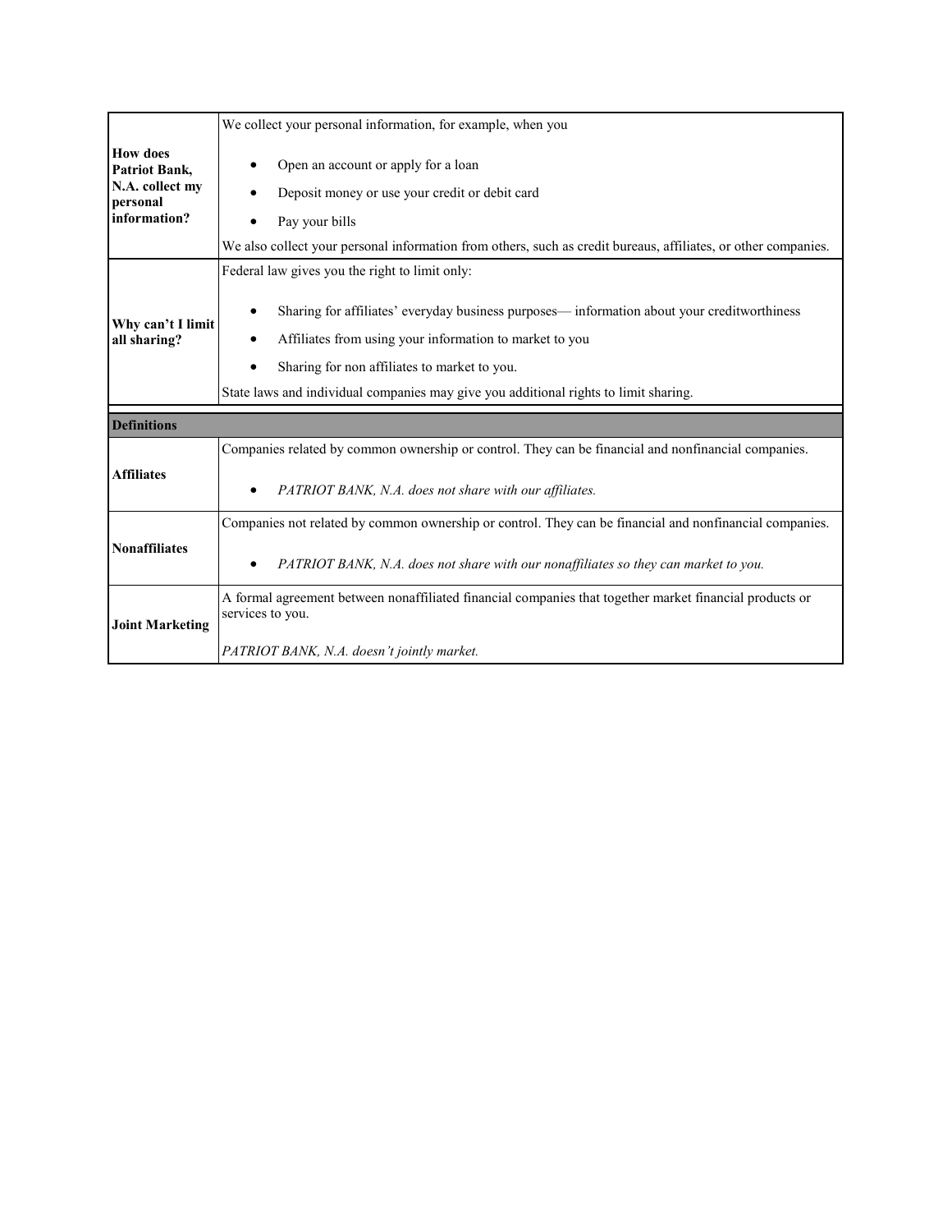| | |
|---|---|
| **How does Patriot Bank, N.A. collect my personal information?** | We collect your personal information, for example, when you<br>• Open an account or apply for a loan<br>• Deposit money or use your credit or debit card<br>• Pay your bills<br>We also collect your personal information from others, such as credit bureaus, affiliates, or other companies. |
| **Why can't I limit all sharing?** | Federal law gives you the right to limit only:<br>• Sharing for affiliates' everyday business purposes— information about your creditworthiness<br>• Affiliates from using your information to market to you<br>• Sharing for non affiliates to market to you.<br>State laws and individual companies may give you additional rights to limit sharing. |

| **Definitions** | |
|---|---|
| **Affiliates** | Companies related by common ownership or control. They can be financial and nonfinancial companies.<br>• *PATRIOT BANK, N.A. does not share with our affiliates.* |
| **Nonaffiliates** | Companies not related by common ownership or control. They can be financial and nonfinancial companies.<br>• *PATRIOT BANK, N.A. does not share with our nonaffiliates so they can market to you.* |
| **Joint Marketing** | A formal agreement between nonaffiliated financial companies that together market financial products or services to you.<br>*PATRIOT BANK, N.A. doesn't jointly market.* |